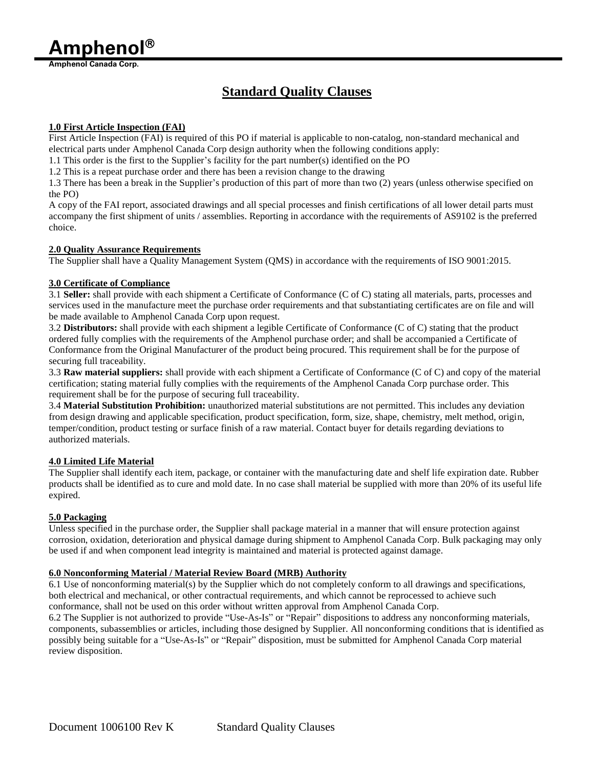# Amphenol®

**Amphenol Canada Corp.**

## Standard Quality Clauses

### 1.0 First Article Inspection (FAI)

First Article Inspection (FAI) is required of this PO if material is applicable to non-catalog, non-standard mechanical and electrical parts under Amphenol Canada Corp design authority when the following conditions apply:

1.1 This order is the first to the Supplier's facility for the part number(s) identified on the PO

1.2 This is a repeat purchase order and there has been a revision change to the drawing

1.3 There has been a break in the Supplier's production of this part of more than two (2) years (unless otherwise specified on the PO)

A copy of the FAI report, associated drawings and all special processes and finish certifications of all lower detail parts must accompany the first shipment of units / assemblies. Reporting in accordance with the requirements of AS9102 is the preferred choice.

### 2.0 Quality Assurance Requirements

The Supplier shall have a Quality Management System (QMS) in accordance with the requirements of ISO 9001:2015.

### 3.0 Certificate of Compliance

3.1 **Seller:** shall provide with each shipment a Certificate of Conformance (C of C) stating all materials, parts, processes and services used in the manufacture meet the purchase order requirements and that substantiating certificates are on file and will be made available to Amphenol Canada Corp upon request.

3.2 **Distributors:** shall provide with each shipment a legible Certificate of Conformance (C of C) stating that the product ordered fully complies with the requirements of the Amphenol purchase order; and shall be accompanied a Certificate of Conformance from the Original Manufacturer of the product being procured. This requirement shall be for the purpose of securing full traceability.

3.3 **Raw material suppliers:** shall provide with each shipment a Certificate of Conformance (C of C) and copy of the material certification; stating material fully complies with the requirements of the Amphenol Canada Corp purchase order. This requirement shall be for the purpose of securing full traceability.

3.4 **Material Substitution Prohibition:** unauthorized material substitutions are not permitted. This includes any deviation from design drawing and applicable specification, product specification, form, size, shape, chemistry, melt method, origin, temper/condition, product testing or surface finish of a raw material. Contact buyer for details regarding deviations to authorized materials.

### 4.0 Limited Life Material

The Supplier shall identify each item, package, or container with the manufacturing date and shelf life expiration date. Rubber products shall be identified as to cure and mold date. In no case shall material be supplied with more than 20% of its useful life expired.

### 5.0 Packaging

Unless specified in the purchase order, the Supplier shall package material in a manner that will ensure protection against corrosion, oxidation, deterioration and physical damage during shipment to Amphenol Canada Corp. Bulk packaging may only be used if and when component lead integrity is maintained and material is protected against damage.

### 6.0 Nonconforming Material / Material Review Board (MRB) Authority

6.1 Use of nonconforming material(s) by the Supplier which do not completely conform to all drawings and specifications, both electrical and mechanical, or other contractual requirements, and which cannot be reprocessed to achieve such conformance, shall not be used on this order without written approval from Amphenol Canada Corp.

6.2 The Supplier is not authorized to provide "Use-As-Is" or "Repair" dispositions to address any nonconforming materials, components, subassemblies or articles, including those designed by Supplier. All nonconforming conditions that is identified as possibly being suitable for a "Use-As-Is" or "Repair" disposition, must be submitted for Amphenol Canada Corp material review disposition.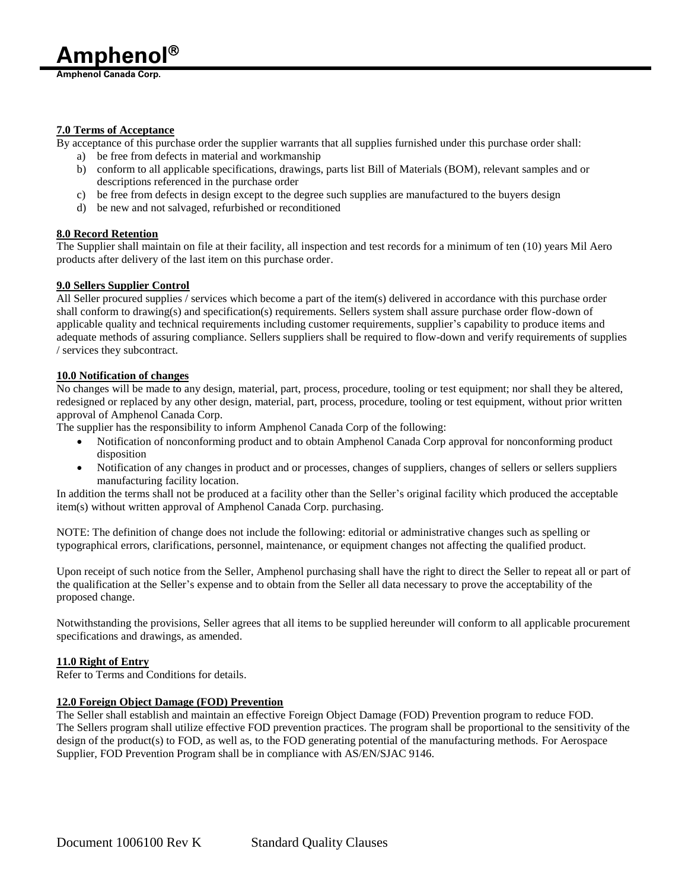### 7.0 Terms of Acceptance

By acceptance of this purchase order the supplier warrants that all supplies furnished under this purchase order shall:

a) be free from defects in material and workmanship
b) conform to all applicable specifications, drawings, parts list Bill of Materials (BOM), relevant samples and or descriptions referenced in the purchase order
c) be free from defects in design except to the degree such supplies are manufactured to the buyers design
d) be new and not salvaged, refurbished or reconditioned

### 8.0 Record Retention

The Supplier shall maintain on file at their facility, all inspection and test records for a minimum of ten (10) years Mil Aero products after delivery of the last item on this purchase order.

### 9.0 Sellers Supplier Control

All Seller procured supplies / services which become a part of the item(s) delivered in accordance with this purchase order shall conform to drawing(s) and specification(s) requirements. Sellers system shall assure purchase order flow-down of applicable quality and technical requirements including customer requirements, supplier's capability to produce items and adequate methods of assuring compliance. Sellers suppliers shall be required to flow-down and verify requirements of supplies / services they subcontract.

### 10.0 Notification of changes

No changes will be made to any design, material, part, process, procedure, tooling or test equipment; nor shall they be altered, redesigned or replaced by any other design, material, part, process, procedure, tooling or test equipment, without prior written approval of Amphenol Canada Corp.

The supplier has the responsibility to inform Amphenol Canada Corp of the following:

- Notification of nonconforming product and to obtain Amphenol Canada Corp approval for nonconforming product disposition
- Notification of any changes in product and or processes, changes of suppliers, changes of sellers or sellers suppliers manufacturing facility location.

In addition the terms shall not be produced at a facility other than the Seller's original facility which produced the acceptable item(s) without written approval of Amphenol Canada Corp. purchasing.

NOTE: The definition of change does not include the following: editorial or administrative changes such as spelling or typographical errors, clarifications, personnel, maintenance, or equipment changes not affecting the qualified product.

Upon receipt of such notice from the Seller, Amphenol purchasing shall have the right to direct the Seller to repeat all or part of the qualification at the Seller's expense and to obtain from the Seller all data necessary to prove the acceptability of the proposed change.

Notwithstanding the provisions, Seller agrees that all items to be supplied hereunder will conform to all applicable procurement specifications and drawings, as amended.

### 11.0 Right of Entry

Refer to Terms and Conditions for details.

### 12.0 Foreign Object Damage (FOD) Prevention

The Seller shall establish and maintain an effective Foreign Object Damage (FOD) Prevention program to reduce FOD. The Sellers program shall utilize effective FOD prevention practices. The program shall be proportional to the sensitivity of the design of the product(s) to FOD, as well as, to the FOD generating potential of the manufacturing methods. For Aerospace Supplier, FOD Prevention Program shall be in compliance with AS/EN/SJAC 9146.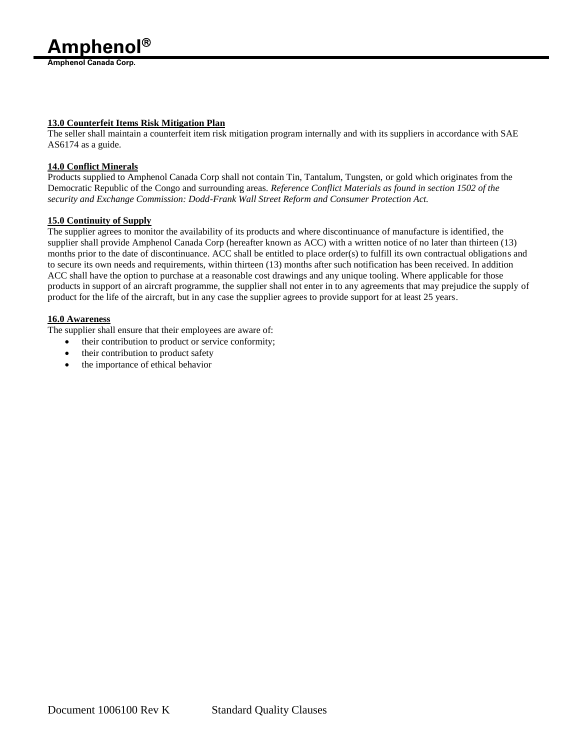**13.0 Counterfeit Items Risk Mitigation Plan**

The seller shall maintain a counterfeit item risk mitigation program internally and with its suppliers in accordance with SAE AS6174 as a guide.

**14.0 Conflict Minerals**

Products supplied to Amphenol Canada Corp shall not contain Tin, Tantalum, Tungsten, or gold which originates from the Democratic Republic of the Congo and surrounding areas. *Reference Conflict Materials as found in section 1502 of the security and Exchange Commission: Dodd-Frank Wall Street Reform and Consumer Protection Act.*

**15.0 Continuity of Supply**

The supplier agrees to monitor the availability of its products and where discontinuance of manufacture is identified, the supplier shall provide Amphenol Canada Corp (hereafter known as ACC) with a written notice of no later than thirteen (13) months prior to the date of discontinuance. ACC shall be entitled to place order(s) to fulfill its own contractual obligations and to secure its own needs and requirements, within thirteen (13) months after such notification has been received. In addition ACC shall have the option to purchase at a reasonable cost drawings and any unique tooling. Where applicable for those products in support of an aircraft programme, the supplier shall not enter in to any agreements that may prejudice the supply of product for the life of the aircraft, but in any case the supplier agrees to provide support for at least 25 years.

**16.0 Awareness**

The supplier shall ensure that their employees are aware of:

- their contribution to product or service conformity;
- their contribution to product safety
- the importance of ethical behavior